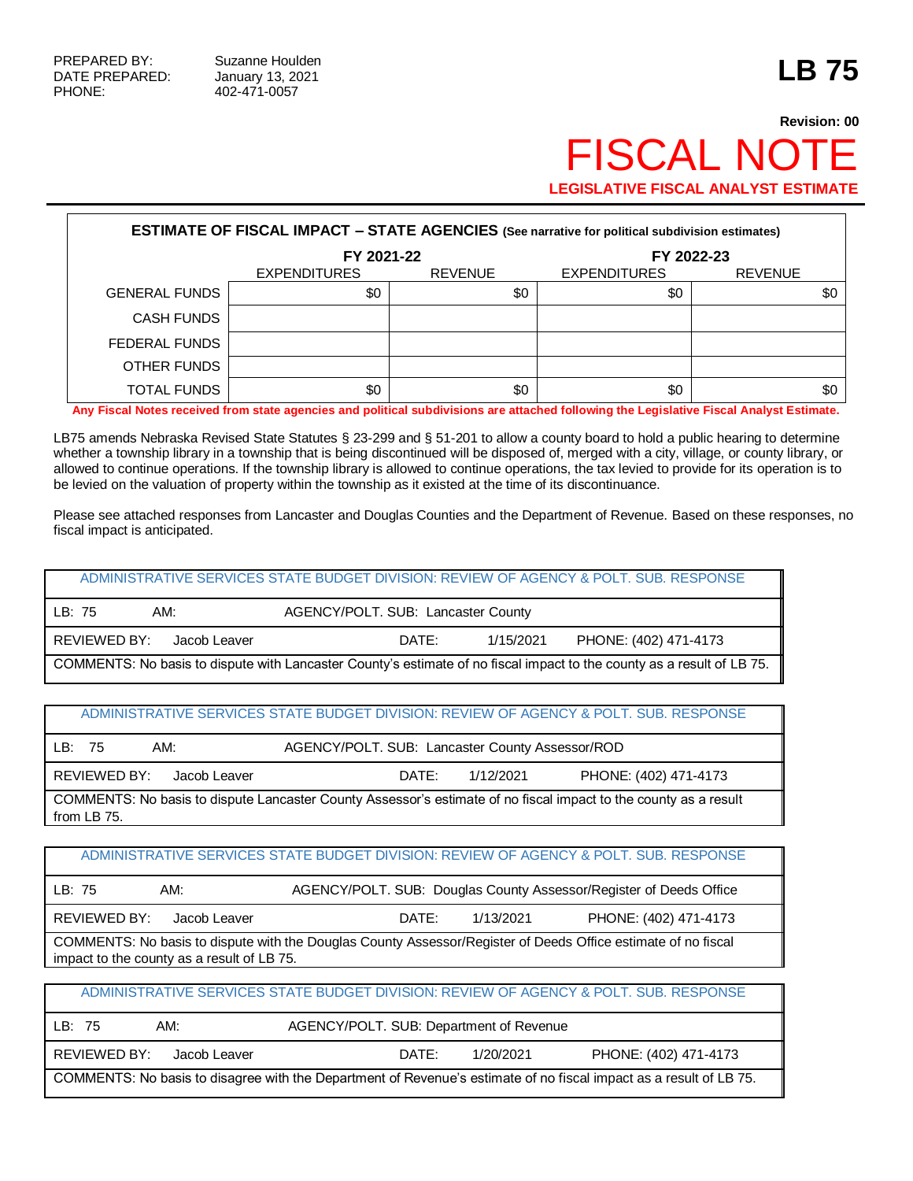PREPARED BY: Suzanne Houlden
DATE PREPARED: January 13, 2021
PHONE: 402-471-0057

# LB 75

**Revision: 00**

# FISCAL NOTE

**LEGISLATIVE FISCAL ANALYST ESTIMATE**

**ESTIMATE OF FISCAL IMPACT – STATE AGENCIES** (See narrative for political subdivision estimates)

| | FY 2021-22 | | FY 2022-23 | |
|---|---|---|---|---|
| | EXPENDITURES | REVENUE | EXPENDITURES | REVENUE |
| GENERAL FUNDS | $0 | $0 | $0 | $0 |
| CASH FUNDS | | | | |
| FEDERAL FUNDS | | | | |
| OTHER FUNDS | | | | |
| TOTAL FUNDS | $0 | $0 | $0 | $0 |

**Any Fiscal Notes received from state agencies and political subdivisions are attached following the Legislative Fiscal Analyst Estimate.**

LB75 amends Nebraska Revised State Statutes § 23-299 and § 51-201 to allow a county board to hold a public hearing to determine whether a township library in a township that is being discontinued will be disposed of, merged with a city, village, or county library, or allowed to continue operations. If the township library is allowed to continue operations, the tax levied to provide for its operation is to be levied on the valuation of property within the township as it existed at the time of its discontinuance.

Please see attached responses from Lancaster and Douglas Counties and the Department of Revenue. Based on these responses, no fiscal impact is anticipated.

| ADMINISTRATIVE SERVICES STATE BUDGET DIVISION: REVIEW OF AGENCY & POLT. SUB. RESPONSE | | | |
|---|---|---|---|
| LB: 75 | AM: | AGENCY/POLT. SUB: Lancaster County | |
| REVIEWED BY: Jacob Leaver | | DATE: 1/15/2021 | PHONE: (402) 471-4173 |
| COMMENTS: No basis to dispute with Lancaster County's estimate of no fiscal impact to the county as a result of LB 75. | | | |

| ADMINISTRATIVE SERVICES STATE BUDGET DIVISION: REVIEW OF AGENCY & POLT. SUB. RESPONSE | | | |
|---|---|---|---|
| LB: 75 | AM: | AGENCY/POLT. SUB: Lancaster County Assessor/ROD | |
| REVIEWED BY: Jacob Leaver | | DATE: 1/12/2021 | PHONE: (402) 471-4173 |
| COMMENTS: No basis to dispute Lancaster County Assessor's estimate of no fiscal impact to the county as a result from LB 75. | | | |

| ADMINISTRATIVE SERVICES STATE BUDGET DIVISION: REVIEW OF AGENCY & POLT. SUB. RESPONSE | | | |
|---|---|---|---|
| LB: 75 | AM: | AGENCY/POLT. SUB: Douglas County Assessor/Register of Deeds Office | |
| REVIEWED BY: Jacob Leaver | | DATE: 1/13/2021 | PHONE: (402) 471-4173 |
| COMMENTS: No basis to dispute with the Douglas County Assessor/Register of Deeds Office estimate of no fiscal impact to the county as a result of LB 75. | | | |

| ADMINISTRATIVE SERVICES STATE BUDGET DIVISION: REVIEW OF AGENCY & POLT. SUB. RESPONSE | | | |
|---|---|---|---|
| LB: 75 | AM: | AGENCY/POLT. SUB: Department of Revenue | |
| REVIEWED BY: Jacob Leaver | | DATE: 1/20/2021 | PHONE: (402) 471-4173 |
| COMMENTS: No basis to disagree with the Department of Revenue's estimate of no fiscal impact as a result of LB 75. | | | |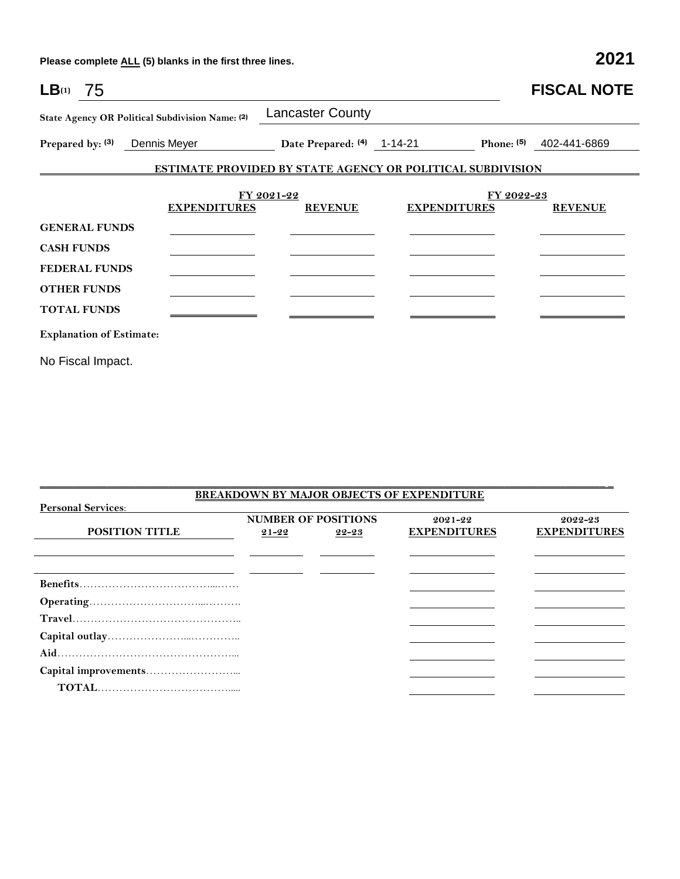Please complete ALL (5) blanks in the first three lines.

**2021**

**LB**(1) 75

# FISCAL NOTE

**State Agency OR Political Subdivision Name:** (2) Lancaster County

**Prepared by:** (3) Dennis Meyer **Date Prepared:** (4) 1-14-21 **Phone:** (5) 402-441-6869

## ESTIMATE PROVIDED BY STATE AGENCY OR POLITICAL SUBDIVISION

| | FY 2021-22 | | FY 2022-23 | |
|---|---|---|---|---|
| | **EXPENDITURES** | **REVENUE** | **EXPENDITURES** | **REVENUE** |
| **GENERAL FUNDS** | | | | |
| **CASH FUNDS** | | | | |
| **FEDERAL FUNDS** | | | | |
| **OTHER FUNDS** | | | | |
| **TOTAL FUNDS** | | | | |

**Explanation of Estimate:**

No Fiscal Impact.

## BREAKDOWN BY MAJOR OBJECTS OF EXPENDITURE

**Personal Services:**

| POSITION TITLE | NUMBER OF POSITIONS 21-22 | NUMBER OF POSITIONS 22-23 | 2021-22 EXPENDITURES | 2022-23 EXPENDITURES |
|---|---|---|---|---|
| | | | | |
| | | | | |
| **Benefits** | | | | |
| **Operating** | | | | |
| **Travel** | | | | |
| **Capital outlay** | | | | |
| **Aid** | | | | |
| **Capital improvements** | | | | |
| **TOTAL** | | | | |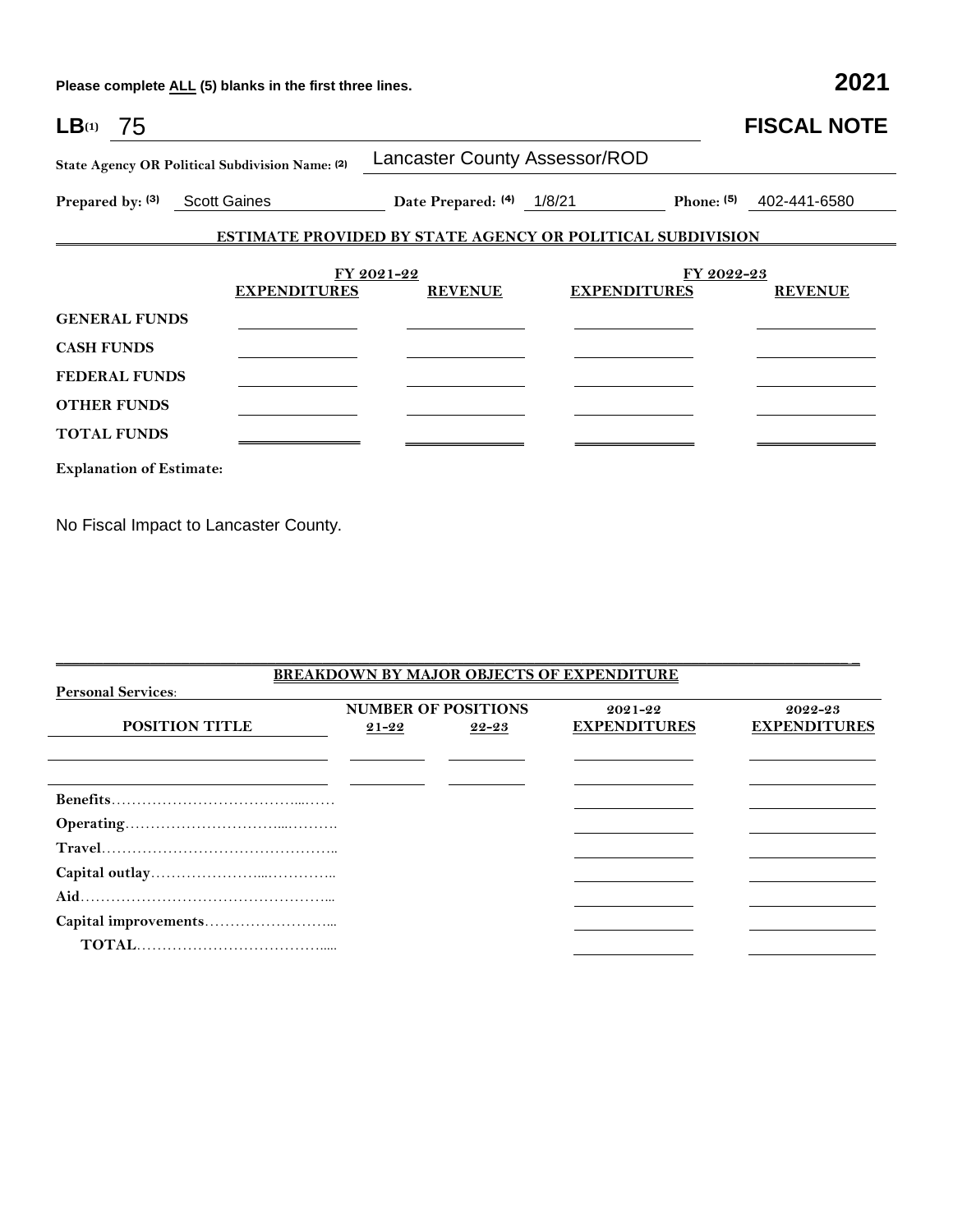Please complete ALL (5) blanks in the first three lines. **2021**

**LB**(1) 75 **FISCAL NOTE**

**State Agency OR Political Subdivision Name:** (2) Lancaster County Assessor/ROD

**Prepared by:** (3) Scott Gaines **Date Prepared:** (4) 1/8/21 **Phone:** (5) 402-441-6580

## ESTIMATE PROVIDED BY STATE AGENCY OR POLITICAL SUBDIVISION

| | FY 2021-22 | | FY 2022-23 | |
|---|---|---|---|---|
| | **EXPENDITURES** | **REVENUE** | **EXPENDITURES** | **REVENUE** |
| **GENERAL FUNDS** | | | | |
| **CASH FUNDS** | | | | |
| **FEDERAL FUNDS** | | | | |
| **OTHER FUNDS** | | | | |
| **TOTAL FUNDS** | | | | |

**Explanation of Estimate:**

No Fiscal Impact to Lancaster County.

## BREAKDOWN BY MAJOR OBJECTS OF EXPENDITURE

**Personal Services:**

| **POSITION TITLE** | **NUMBER OF POSITIONS** 21-22 | 22-23 | **2021-22 EXPENDITURES** | **2022-23 EXPENDITURES** |
|---|---|---|---|---|
| | | | | |
| | | | | |
| **Benefits** | | | | |
| **Operating** | | | | |
| **Travel** | | | | |
| **Capital outlay** | | | | |
| **Aid** | | | | |
| **Capital improvements** | | | | |
| **TOTAL** | | | | |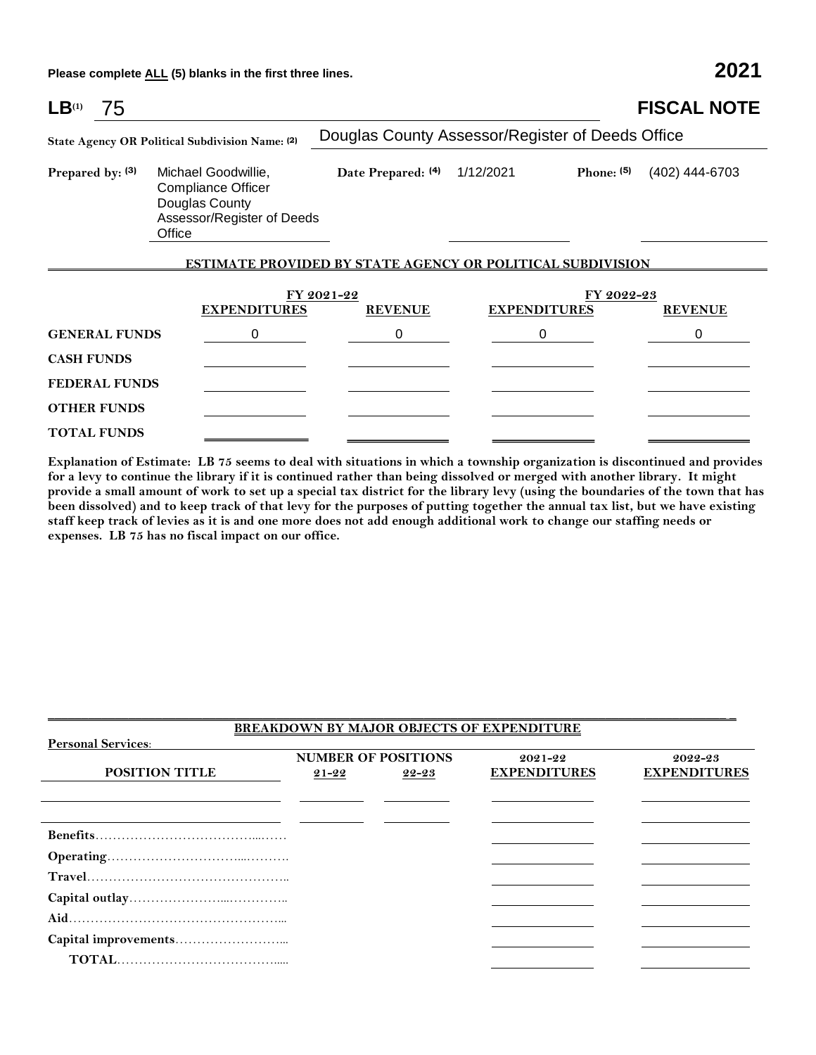Please complete ALL (5) blanks in the first three lines. **2021**

**LB[(1)] 75** **FISCAL NOTE**

**State Agency OR Political Subdivision Name: (2)** Douglas County Assessor/Register of Deeds Office

**Prepared by: (3)** Michael Goodwillie, Compliance Officer Douglas County Assessor/Register of Deeds Office **Date Prepared: (4)** 1/12/2021 **Phone: (5)** (402) 444-6703

## ESTIMATE PROVIDED BY STATE AGENCY OR POLITICAL SUBDIVISION

| | FY 2021-22 | | FY 2022-23 | |
|---|---|---|---|---|
| | **EXPENDITURES** | **REVENUE** | **EXPENDITURES** | **REVENUE** |
| **GENERAL FUNDS** | 0 | 0 | 0 | 0 |
| **CASH FUNDS** | | | | |
| **FEDERAL FUNDS** | | | | |
| **OTHER FUNDS** | | | | |
| **TOTAL FUNDS** | | | | |

**Explanation of Estimate: LB 75 seems to deal with situations in which a township organization is discontinued and provides for a levy to continue the library if it is continued rather than being dissolved or merged with another library. It might provide a small amount of work to set up a special tax district for the library levy (using the boundaries of the town that has been dissolved) and to keep track of that levy for the purposes of putting together the annual tax list, but we have existing staff keep track of levies as it is and one more does not add enough additional work to change our staffing needs or expenses. LB 75 has no fiscal impact on our office.**

## BREAKDOWN BY MAJOR OBJECTS OF EXPENDITURE

**Personal Services:**

| POSITION TITLE | NUMBER OF POSITIONS 21-22 | NUMBER OF POSITIONS 22-23 | 2021-22 EXPENDITURES | 2022-23 EXPENDITURES |
|---|---|---|---|---|
| | | | | |
| | | | | |
| **Benefits** | | | | |
| **Operating** | | | | |
| **Travel** | | | | |
| **Capital outlay** | | | | |
| **Aid** | | | | |
| **Capital improvements** | | | | |
| **TOTAL** | | | | |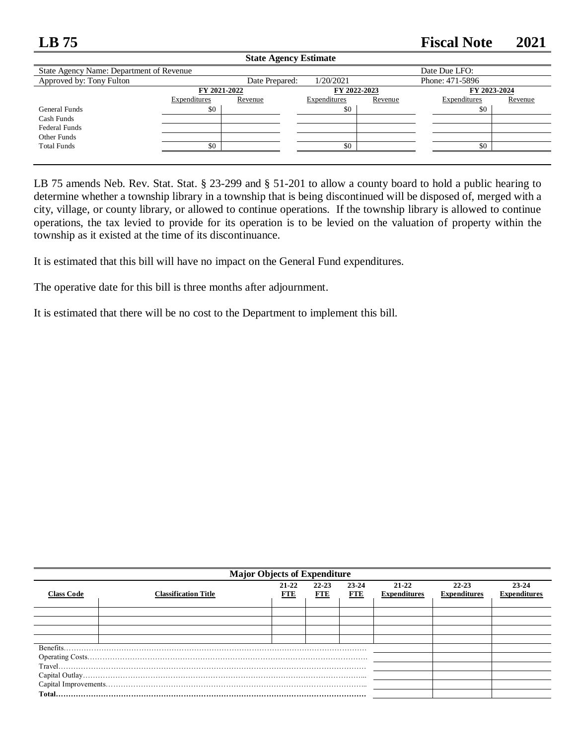# LB 75 — Fiscal Note 2021

**State Agency Estimate**

| | | | | | | |
|---|---|---|---|---|---|---|
| State Agency Name: Department of Revenue | | | | | Date Due LFO: | |
| Approved by: Tony Fulton | | Date Prepared: | 1/20/2021 | | Phone: 471-5896 | |

| | FY 2021-2022 | | FY 2022-2023 | | FY 2023-2024 | |
|---|---|---|---|---|---|---|
| | Expenditures | Revenue | Expenditures | Revenue | Expenditures | Revenue |
| General Funds | $0 | | $0 | | $0 | |
| Cash Funds | | | | | | |
| Federal Funds | | | | | | |
| Other Funds | | | | | | |
| Total Funds | $0 | | $0 | | $0 | |

LB 75 amends Neb. Rev. Stat. Stat. § 23-299 and § 51-201 to allow a county board to hold a public hearing to determine whether a township library in a township that is being discontinued will be disposed of, merged with a city, village, or county library, or allowed to continue operations. If the township library is allowed to continue operations, the tax levied to provide for its operation is to be levied on the valuation of property within the township as it existed at the time of its discontinuance.

It is estimated that this bill will have no impact on the General Fund expenditures.

The operative date for this bill is three months after adjournment.

It is estimated that there will be no cost to the Department to implement this bill.

**Major Objects of Expenditure**

| Class Code | Classification Title | 21-22 FTE | 22-23 FTE | 23-24 FTE | 21-22 Expenditures | 22-23 Expenditures | 23-24 Expenditures |
|---|---|---|---|---|---|---|---|
| | | | | | | | |
| | | | | | | | |
| | | | | | | | |
| | | | | | | | |
| Benefits | | | | | | | |
| Operating Costs | | | | | | | |
| Travel | | | | | | | |
| Capital Outlay | | | | | | | |
| Capital Improvements | | | | | | | |
| **Total** | | | | | | | |